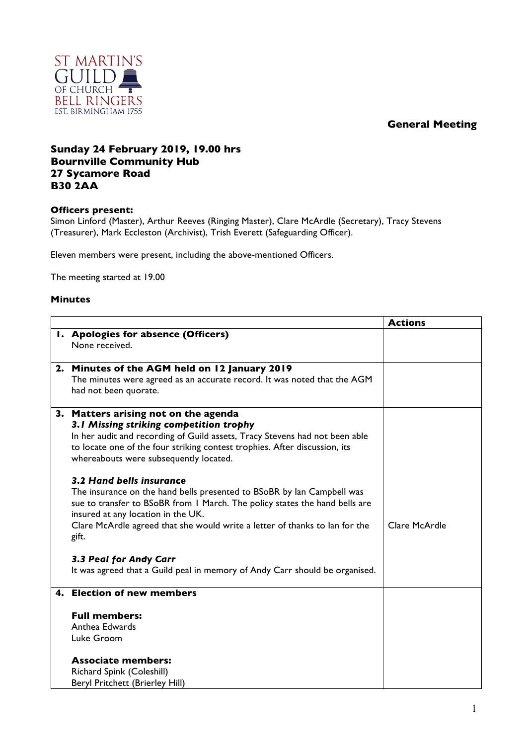ST MARTIN'S GUILD OF CHURCH BELL RINGERS
EST. BIRMINGHAM 1755

**General Meeting**

**Sunday 24 February 2019, 19.00 hrs**
**Bournville Community Hub**
**27 Sycamore Road**
**B30 2AA**

**Officers present:**
Simon Linford (Master), Arthur Reeves (Ringing Master), Clare McArdle (Secretary), Tracy Stevens (Treasurer), Mark Eccleston (Archivist), Trish Everett (Safeguarding Officer).

Eleven members were present, including the above-mentioned Officers.

The meeting started at 19.00

**Minutes**

| | Actions |
|---|---|
| **1. Apologies for absence (Officers)**<br>None received. | |
| **2. Minutes of the AGM held on 12 January 2019**<br>The minutes were agreed as an accurate record. It was noted that the AGM had not been quorate. | |
| **3. Matters arising not on the agenda**<br>***3.1 Missing striking competition trophy***<br>In her audit and recording of Guild assets, Tracy Stevens had not been able to locate one of the four striking contest trophies. After discussion, its whereabouts were subsequently located.<br><br>***3.2 Hand bells insurance***<br>The insurance on the hand bells presented to BSoBR by Ian Campbell was sue to transfer to BSoBR from 1 March. The policy states the hand bells are insured at any location in the UK.<br>Clare McArdle agreed that she would write a letter of thanks to Ian for the gift.<br><br>***3.3 Peal for Andy Carr***<br>It was agreed that a Guild peal in memory of Andy Carr should be organised. | Clare McArdle |
| **4. Election of new members**<br><br>**Full members:**<br>Anthea Edwards<br>Luke Groom<br><br>**Associate members:**<br>Richard Spink (Coleshill)<br>Beryl Pritchett (Brierley Hill) | |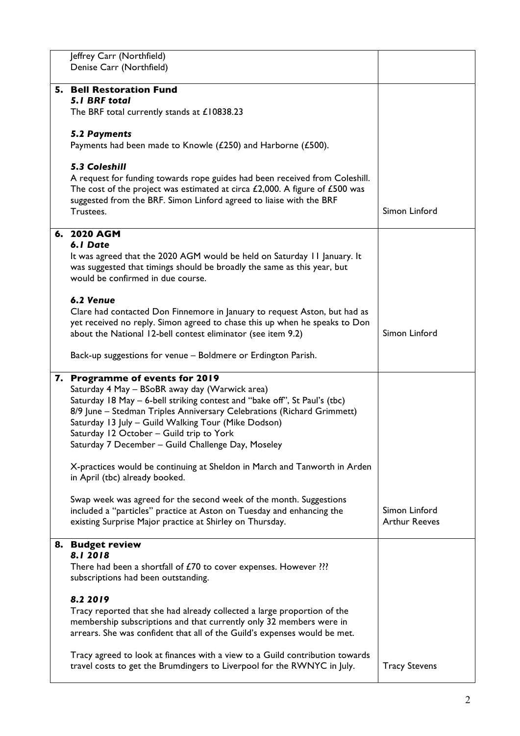| | |
|---|---|
| Jeffrey Carr (Northfield)<br>Denise Carr (Northfield) | |
| **5. Bell Restoration Fund**<br>***5.1 BRF total***<br>The BRF total currently stands at £10838.23<br><br>***5.2 Payments***<br>Payments had been made to Knowle (£250) and Harborne (£500).<br><br>***5.3 Coleshill***<br>A request for funding towards rope guides had been received from Coleshill. The cost of the project was estimated at circa £2,000. A figure of £500 was suggested from the BRF. Simon Linford agreed to liaise with the BRF Trustees. | Simon Linford |
| **6. 2020 AGM**<br>***6.1 Date***<br>It was agreed that the 2020 AGM would be held on Saturday 11 January. It was suggested that timings should be broadly the same as this year, but would be confirmed in due course.<br><br>***6.2 Venue***<br>Clare had contacted Don Finnemore in January to request Aston, but had as yet received no reply. Simon agreed to chase this up when he speaks to Don about the National 12-bell contest eliminator (see item 9.2)<br><br>Back-up suggestions for venue – Boldmere or Erdington Parish. | Simon Linford |
| **7. Programme of events for 2019**<br>Saturday 4 May – BSoBR away day (Warwick area)<br>Saturday 18 May – 6-bell striking contest and "bake off", St Paul's (tbc)<br>8/9 June – Stedman Triples Anniversary Celebrations (Richard Grimmett)<br>Saturday 13 July – Guild Walking Tour (Mike Dodson)<br>Saturday 12 October – Guild trip to York<br>Saturday 7 December – Guild Challenge Day, Moseley<br><br>X-practices would be continuing at Sheldon in March and Tanworth in Arden in April (tbc) already booked.<br><br>Swap week was agreed for the second week of the month. Suggestions included a "particles" practice at Aston on Tuesday and enhancing the existing Surprise Major practice at Shirley on Thursday. | Simon Linford<br>Arthur Reeves |
| **8. Budget review**<br>***8.1 2018***<br>There had been a shortfall of £70 to cover expenses. However ??? subscriptions had been outstanding.<br><br>***8.2 2019***<br>Tracy reported that she had already collected a large proportion of the membership subscriptions and that currently only 32 members were in arrears. She was confident that all of the Guild's expenses would be met.<br><br>Tracy agreed to look at finances with a view to a Guild contribution towards travel costs to get the Brumdingers to Liverpool for the RWNYC in July. | Tracy Stevens |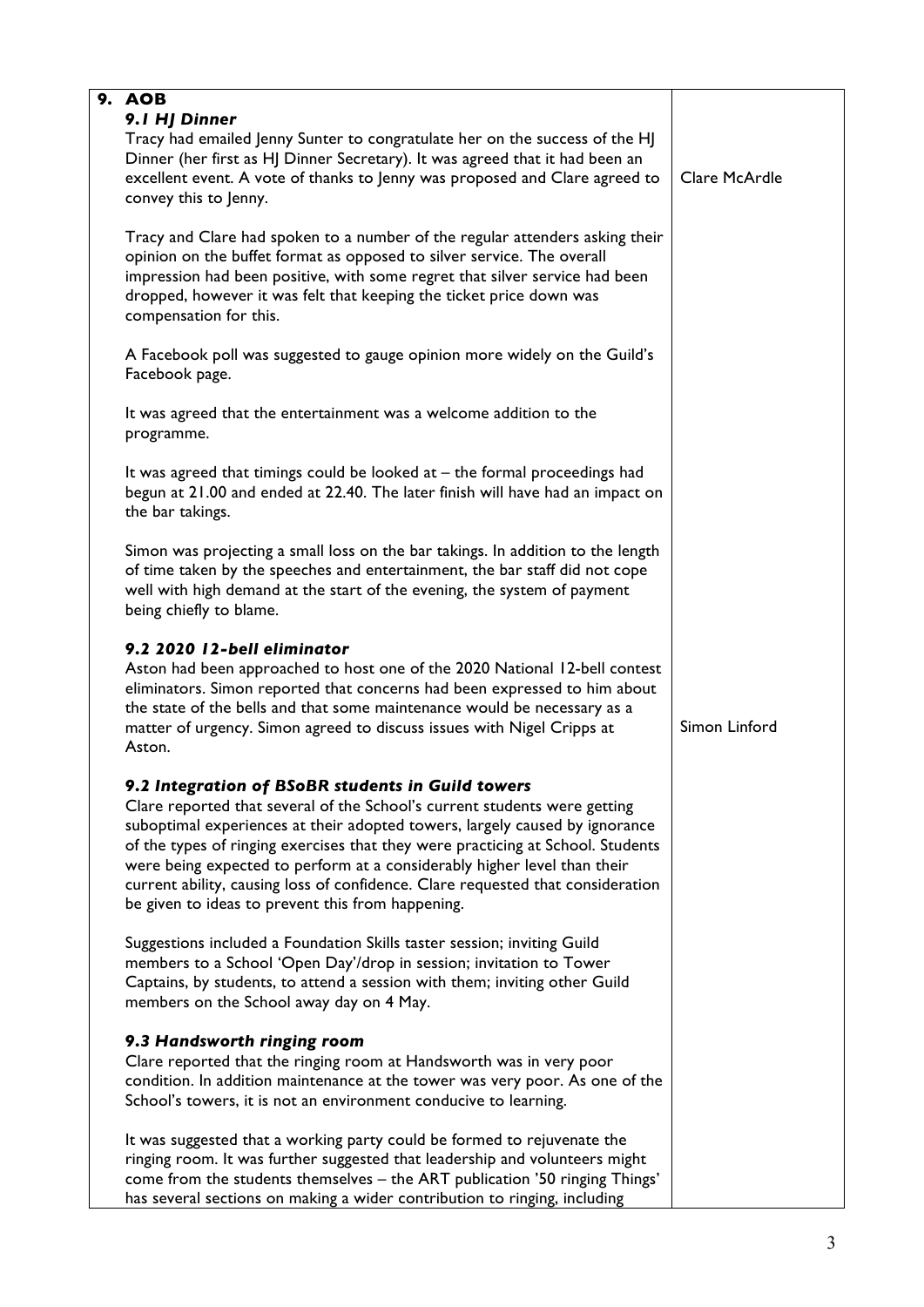| 9. **AOB** | |
|---|---|
| ***9.1 HJ Dinner*** <br> Tracy had emailed Jenny Sunter to congratulate her on the success of the HJ Dinner (her first as HJ Dinner Secretary). It was agreed that it had been an excellent event. A vote of thanks to Jenny was proposed and Clare agreed to convey this to Jenny. | Clare McArdle |
| Tracy and Clare had spoken to a number of the regular attenders asking their opinion on the buffet format as opposed to silver service. The overall impression had been positive, with some regret that silver service had been dropped, however it was felt that keeping the ticket price down was compensation for this. <br><br> A Facebook poll was suggested to gauge opinion more widely on the Guild's Facebook page. <br><br> It was agreed that the entertainment was a welcome addition to the programme. <br><br> It was agreed that timings could be looked at – the formal proceedings had begun at 21.00 and ended at 22.40. The later finish will have had an impact on the bar takings. <br><br> Simon was projecting a small loss on the bar takings. In addition to the length of time taken by the speeches and entertainment, the bar staff did not cope well with high demand at the start of the evening, the system of payment being chiefly to blame. | |
| ***9.2 2020 12-bell eliminator*** <br> Aston had been approached to host one of the 2020 National 12-bell contest eliminators. Simon reported that concerns had been expressed to him about the state of the bells and that some maintenance would be necessary as a matter of urgency. Simon agreed to discuss issues with Nigel Cripps at Aston. | Simon Linford |
| ***9.2 Integration of BSoBR students in Guild towers*** <br> Clare reported that several of the School's current students were getting suboptimal experiences at their adopted towers, largely caused by ignorance of the types of ringing exercises that they were practicing at School. Students were being expected to perform at a considerably higher level than their current ability, causing loss of confidence. Clare requested that consideration be given to ideas to prevent this from happening. <br><br> Suggestions included a Foundation Skills taster session; inviting Guild members to a School 'Open Day'/drop in session; invitation to Tower Captains, by students, to attend a session with them; inviting other Guild members on the School away day on 4 May. | |
| ***9.3 Handsworth ringing room*** <br> Clare reported that the ringing room at Handsworth was in very poor condition. In addition maintenance at the tower was very poor. As one of the School's towers, it is not an environment conducive to learning. <br><br> It was suggested that a working party could be formed to rejuvenate the ringing room. It was further suggested that leadership and volunteers might come from the students themselves – the ART publication '50 ringing Things' has several sections on making a wider contribution to ringing, including | |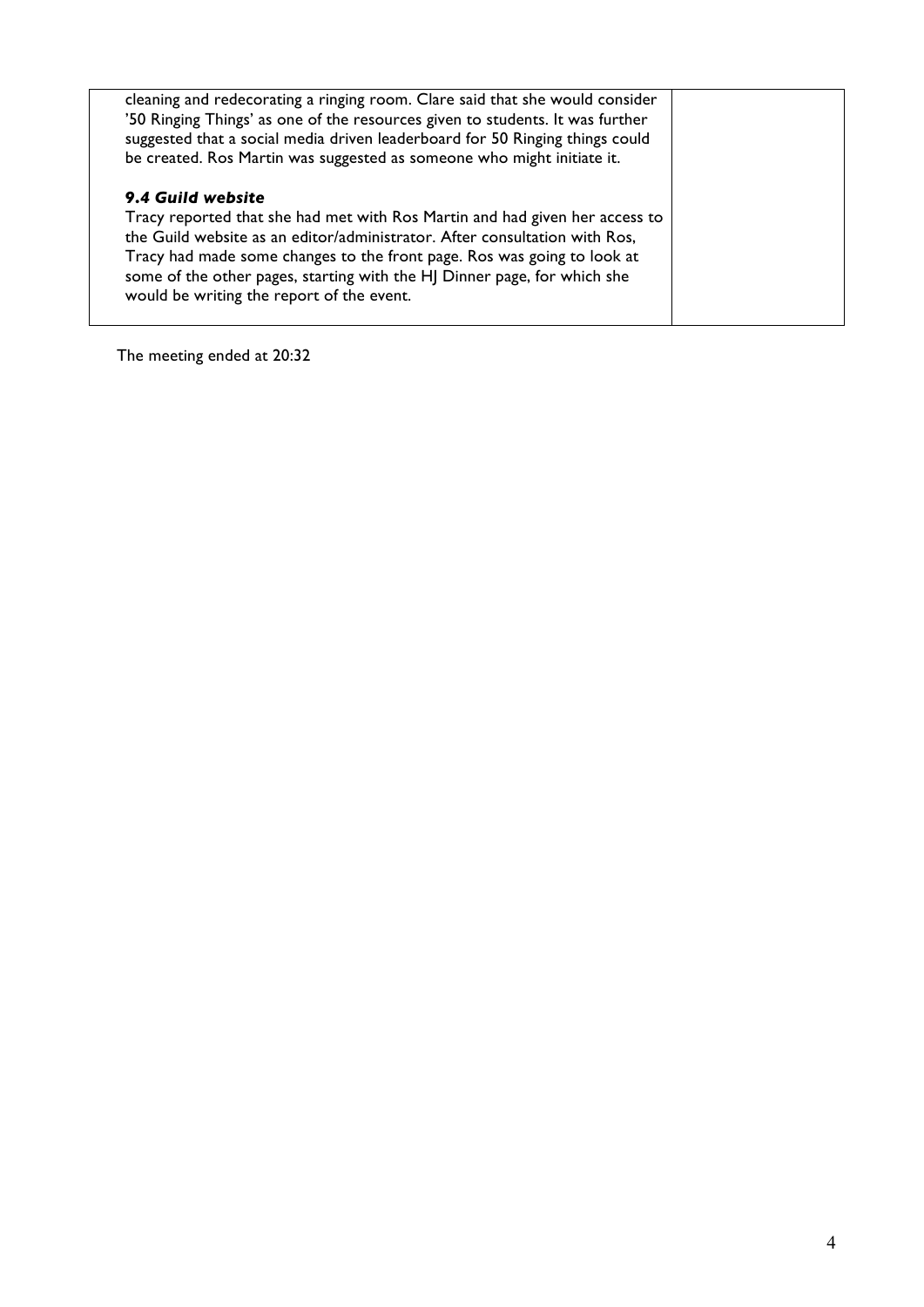| | |
|---|---|
| cleaning and redecorating a ringing room. Clare said that she would consider '50 Ringing Things' as one of the resources given to students. It was further suggested that a social media driven leaderboard for 50 Ringing things could be created. Ros Martin was suggested as someone who might initiate it.<br><br>***9.4 Guild website***<br>Tracy reported that she had met with Ros Martin and had given her access to the Guild website as an editor/administrator. After consultation with Ros, Tracy had made some changes to the front page. Ros was going to look at some of the other pages, starting with the HJ Dinner page, for which she would be writing the report of the event. | |

The meeting ended at 20:32